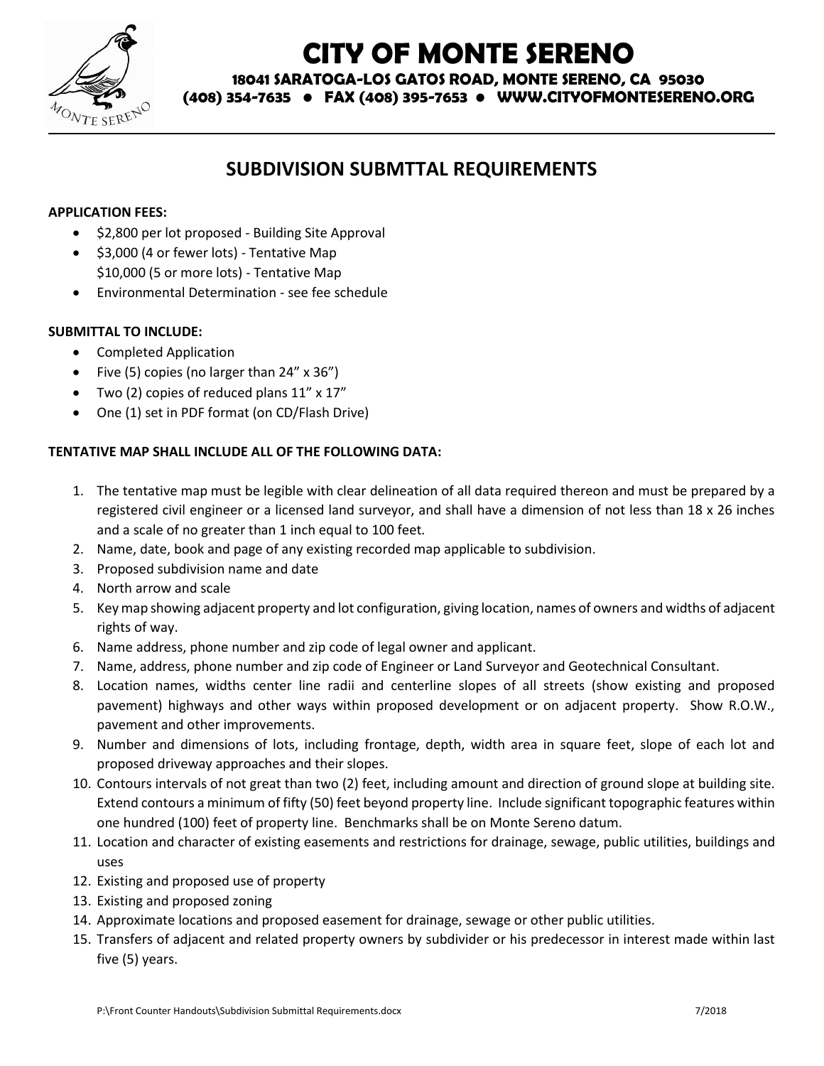# CITY OF MONTE SERENO

**18041 SARATOGA-LOS GATOS ROAD, MONTE SERENO, CA 95030**
**(408) 354-7635 ● FAX (408) 395-7653 ● WWW.CITYOFMONTESERENO.ORG**

## SUBDIVISION SUBMTTAL REQUIREMENTS

**APPLICATION FEES:**

- $2,800 per lot proposed - Building Site Approval
- $3,000 (4 or fewer lots) - Tentative Map
  $10,000 (5 or more lots) - Tentative Map
- Environmental Determination - see fee schedule

**SUBMITTAL TO INCLUDE:**

- Completed Application
- Five (5) copies (no larger than 24" x 36")
- Two (2) copies of reduced plans 11" x 17"
- One (1) set in PDF format (on CD/Flash Drive)

**TENTATIVE MAP SHALL INCLUDE ALL OF THE FOLLOWING DATA:**

1. The tentative map must be legible with clear delineation of all data required thereon and must be prepared by a registered civil engineer or a licensed land surveyor, and shall have a dimension of not less than 18 x 26 inches and a scale of no greater than 1 inch equal to 100 feet.
2. Name, date, book and page of any existing recorded map applicable to subdivision.
3. Proposed subdivision name and date
4. North arrow and scale
5. Key map showing adjacent property and lot configuration, giving location, names of owners and widths of adjacent rights of way.
6. Name address, phone number and zip code of legal owner and applicant.
7. Name, address, phone number and zip code of Engineer or Land Surveyor and Geotechnical Consultant.
8. Location names, widths center line radii and centerline slopes of all streets (show existing and proposed pavement) highways and other ways within proposed development or on adjacent property. Show R.O.W., pavement and other improvements.
9. Number and dimensions of lots, including frontage, depth, width area in square feet, slope of each lot and proposed driveway approaches and their slopes.
10. Contours intervals of not great than two (2) feet, including amount and direction of ground slope at building site. Extend contours a minimum of fifty (50) feet beyond property line. Include significant topographic features within one hundred (100) feet of property line. Benchmarks shall be on Monte Sereno datum.
11. Location and character of existing easements and restrictions for drainage, sewage, public utilities, buildings and uses
12. Existing and proposed use of property
13. Existing and proposed zoning
14. Approximate locations and proposed easement for drainage, sewage or other public utilities.
15. Transfers of adjacent and related property owners by subdivider or his predecessor in interest made within last five (5) years.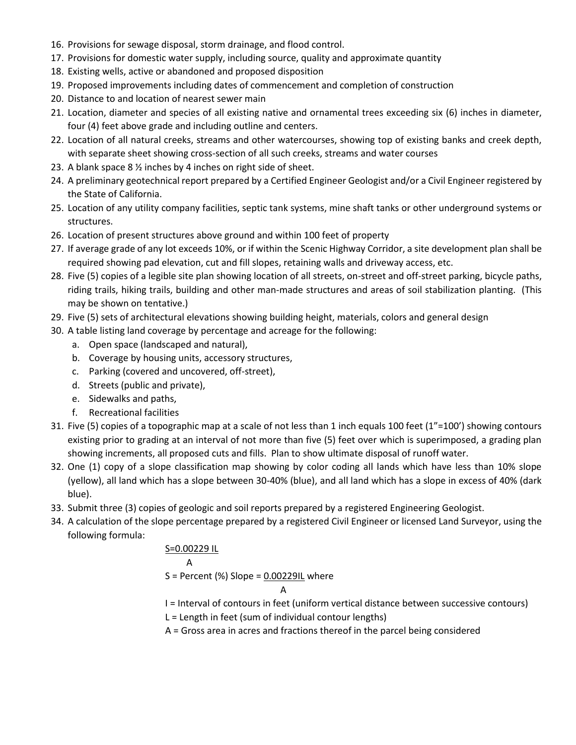16. Provisions for sewage disposal, storm drainage, and flood control.
17. Provisions for domestic water supply, including source, quality and approximate quantity
18. Existing wells, active or abandoned and proposed disposition
19. Proposed improvements including dates of commencement and completion of construction
20. Distance to and location of nearest sewer main
21. Location, diameter and species of all existing native and ornamental trees exceeding six (6) inches in diameter, four (4) feet above grade and including outline and centers.
22. Location of all natural creeks, streams and other watercourses, showing top of existing banks and creek depth, with separate sheet showing cross-section of all such creeks, streams and water courses
23. A blank space 8 ½ inches by 4 inches on right side of sheet.
24. A preliminary geotechnical report prepared by a Certified Engineer Geologist and/or a Civil Engineer registered by the State of California.
25. Location of any utility company facilities, septic tank systems, mine shaft tanks or other underground systems or structures.
26. Location of present structures above ground and within 100 feet of property
27. If average grade of any lot exceeds 10%, or if within the Scenic Highway Corridor, a site development plan shall be required showing pad elevation, cut and fill slopes, retaining walls and driveway access, etc.
28. Five (5) copies of a legible site plan showing location of all streets, on-street and off-street parking, bicycle paths, riding trails, hiking trails, building and other man-made structures and areas of soil stabilization planting. (This may be shown on tentative.)
29. Five (5) sets of architectural elevations showing building height, materials, colors and general design
30. A table listing land coverage by percentage and acreage for the following:
    a. Open space (landscaped and natural),
    b. Coverage by housing units, accessory structures,
    c. Parking (covered and uncovered, off-street),
    d. Streets (public and private),
    e. Sidewalks and paths,
    f. Recreational facilities
31. Five (5) copies of a topographic map at a scale of not less than 1 inch equals 100 feet (1"=100') showing contours existing prior to grading at an interval of not more than five (5) feet over which is superimposed, a grading plan showing increments, all proposed cuts and fills. Plan to show ultimate disposal of runoff water.
32. One (1) copy of a slope classification map showing by color coding all lands which have less than 10% slope (yellow), all land which has a slope between 30-40% (blue), and all land which has a slope in excess of 40% (dark blue).
33. Submit three (3) copies of geologic and soil reports prepared by a registered Engineering Geologist.
34. A calculation of the slope percentage prepared by a registered Civil Engineer or licensed Land Surveyor, using the following formula:

    $$S = \frac{0.00229\ IL}{A}$$

    $$S = \text{Percent (\%) Slope} = \frac{0.00229IL}{A} \text{ where}$$

    I = Interval of contours in feet (uniform vertical distance between successive contours)

    L = Length in feet (sum of individual contour lengths)

    A = Gross area in acres and fractions thereof in the parcel being considered